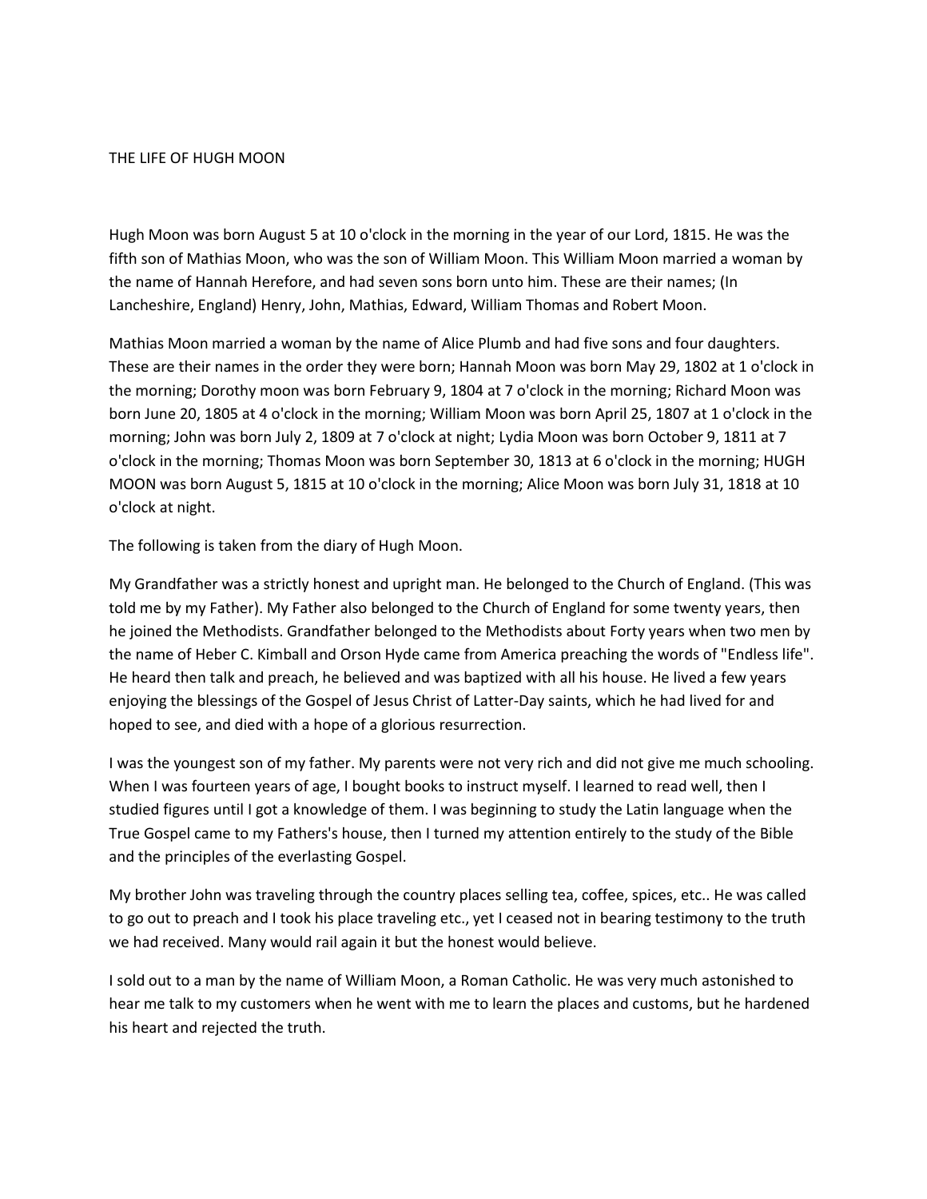# THE LIFE OF HUGH MOON

Hugh Moon was born August 5 at 10 o'clock in the morning in the year of our Lord, 1815. He was the fifth son of Mathias Moon, who was the son of William Moon. This William Moon married a woman by the name of Hannah Herefore, and had seven sons born unto him. These are their names; (In Lancheshire, England) Henry, John, Mathias, Edward, William Thomas and Robert Moon.

Mathias Moon married a woman by the name of Alice Plumb and had five sons and four daughters. These are their names in the order they were born; Hannah Moon was born May 29, 1802 at 1 o'clock in the morning; Dorothy moon was born February 9, 1804 at 7 o'clock in the morning; Richard Moon was born June 20, 1805 at 4 o'clock in the morning; William Moon was born April 25, 1807 at 1 o'clock in the morning; John was born July 2, 1809 at 7 o'clock at night; Lydia Moon was born October 9, 1811 at 7 o'clock in the morning; Thomas Moon was born September 30, 1813 at 6 o'clock in the morning; HUGH MOON was born August 5, 1815 at 10 o'clock in the morning; Alice Moon was born July 31, 1818 at 10 o'clock at night.

The following is taken from the diary of Hugh Moon.

My Grandfather was a strictly honest and upright man. He belonged to the Church of England. (This was told me by my Father). My Father also belonged to the Church of England for some twenty years, then he joined the Methodists. Grandfather belonged to the Methodists about Forty years when two men by the name of Heber C. Kimball and Orson Hyde came from America preaching the words of "Endless life". He heard then talk and preach, he believed and was baptized with all his house. He lived a few years enjoying the blessings of the Gospel of Jesus Christ of Latter-Day saints, which he had lived for and hoped to see, and died with a hope of a glorious resurrection.

I was the youngest son of my father. My parents were not very rich and did not give me much schooling. When I was fourteen years of age, I bought books to instruct myself. I learned to read well, then I studied figures until I got a knowledge of them. I was beginning to study the Latin language when the True Gospel came to my Fathers's house, then I turned my attention entirely to the study of the Bible and the principles of the everlasting Gospel.

My brother John was traveling through the country places selling tea, coffee, spices, etc.. He was called to go out to preach and I took his place traveling etc., yet I ceased not in bearing testimony to the truth we had received. Many would rail again it but the honest would believe.

I sold out to a man by the name of William Moon, a Roman Catholic. He was very much astonished to hear me talk to my customers when he went with me to learn the places and customs, but he hardened his heart and rejected the truth.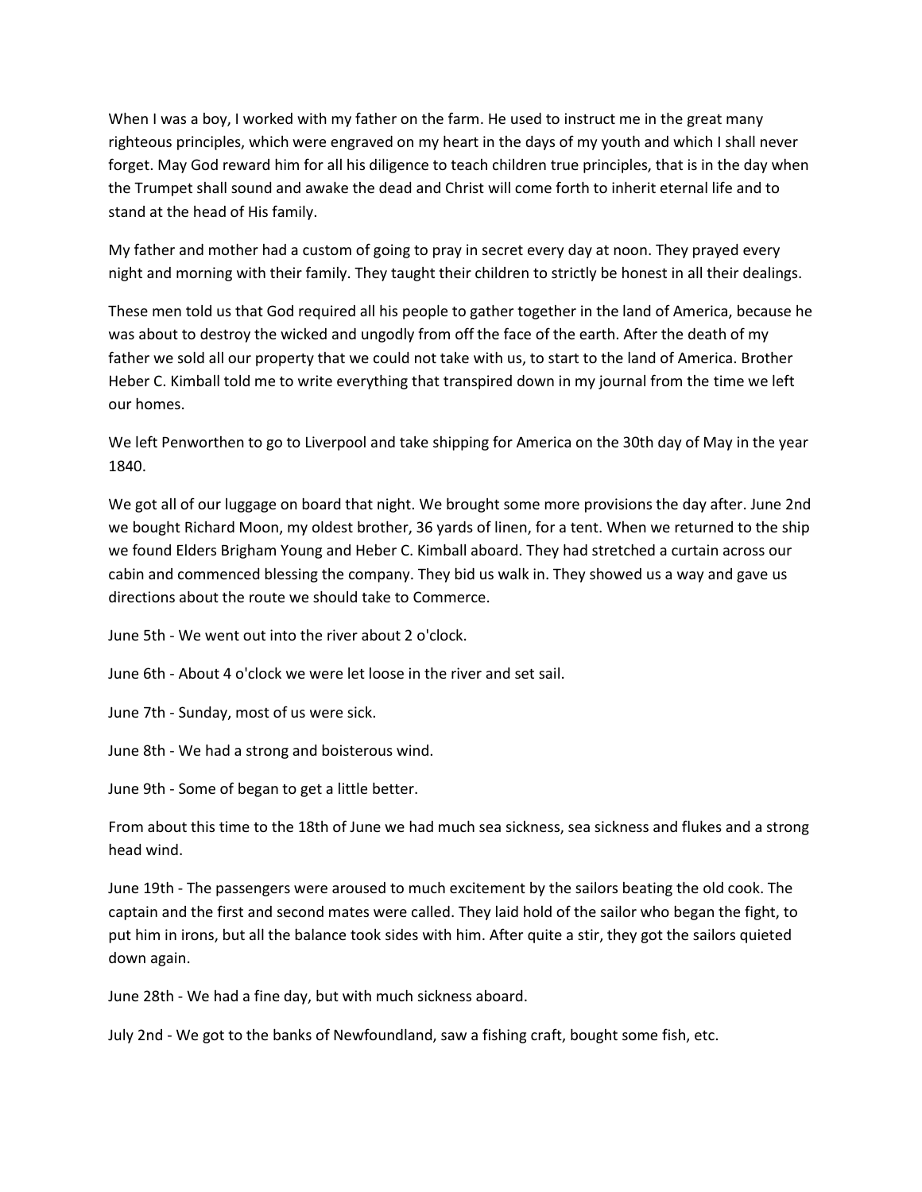When I was a boy, I worked with my father on the farm. He used to instruct me in the great many righteous principles, which were engraved on my heart in the days of my youth and which I shall never forget. May God reward him for all his diligence to teach children true principles, that is in the day when the Trumpet shall sound and awake the dead and Christ will come forth to inherit eternal life and to stand at the head of His family.

My father and mother had a custom of going to pray in secret every day at noon. They prayed every night and morning with their family. They taught their children to strictly be honest in all their dealings.

These men told us that God required all his people to gather together in the land of America, because he was about to destroy the wicked and ungodly from off the face of the earth. After the death of my father we sold all our property that we could not take with us, to start to the land of America. Brother Heber C. Kimball told me to write everything that transpired down in my journal from the time we left our homes.

We left Penworthen to go to Liverpool and take shipping for America on the 30th day of May in the year 1840.

We got all of our luggage on board that night. We brought some more provisions the day after. June 2nd we bought Richard Moon, my oldest brother, 36 yards of linen, for a tent. When we returned to the ship we found Elders Brigham Young and Heber C. Kimball aboard. They had stretched a curtain across our cabin and commenced blessing the company. They bid us walk in. They showed us a way and gave us directions about the route we should take to Commerce.

June 5th - We went out into the river about 2 o'clock.

June 6th - About 4 o'clock we were let loose in the river and set sail.

June 7th - Sunday, most of us were sick.

June 8th - We had a strong and boisterous wind.

June 9th - Some of began to get a little better.

From about this time to the 18th of June we had much sea sickness, sea sickness and flukes and a strong head wind.

June 19th - The passengers were aroused to much excitement by the sailors beating the old cook. The captain and the first and second mates were called. They laid hold of the sailor who began the fight, to put him in irons, but all the balance took sides with him. After quite a stir, they got the sailors quieted down again.

June 28th - We had a fine day, but with much sickness aboard.

July 2nd - We got to the banks of Newfoundland, saw a fishing craft, bought some fish, etc.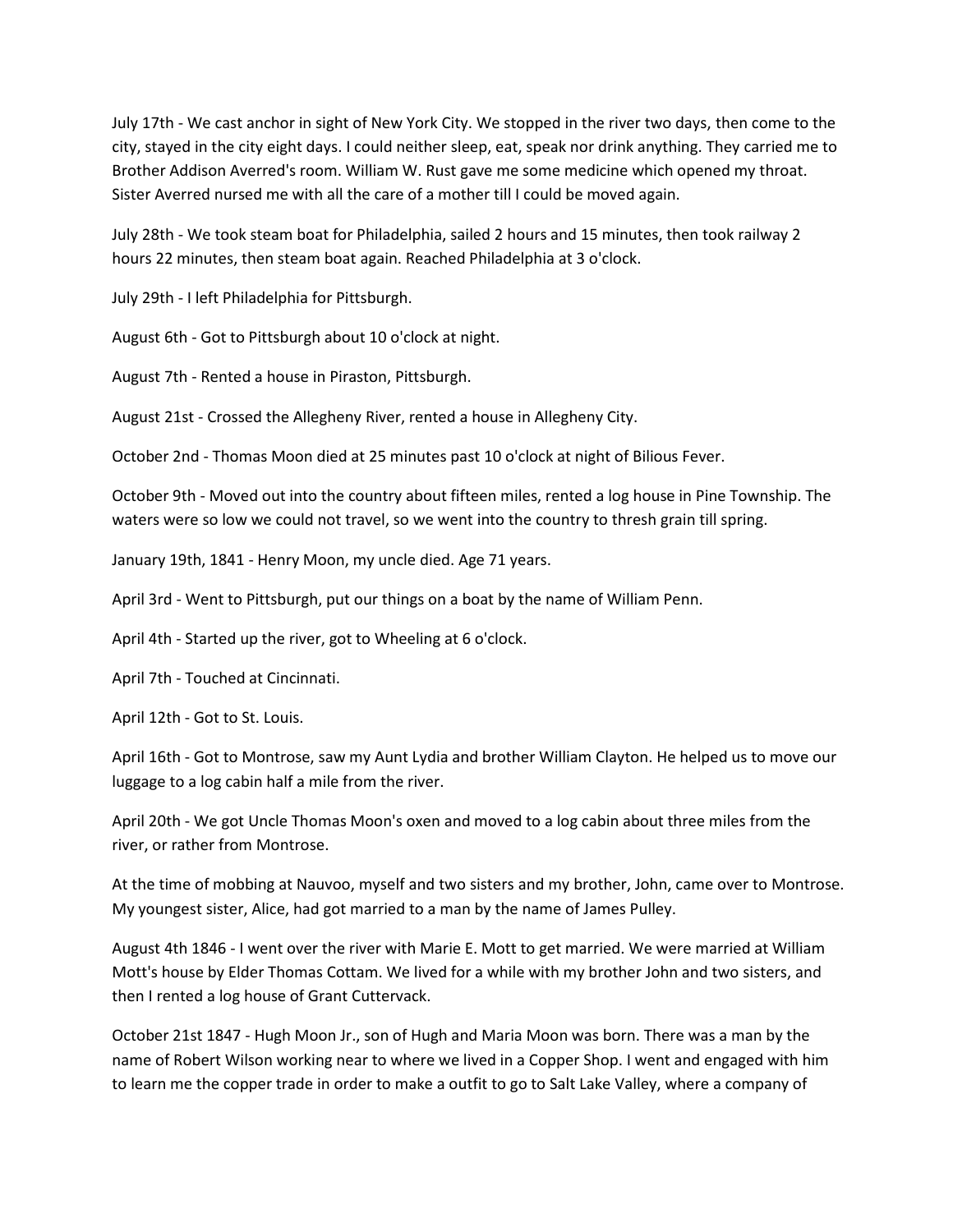July 17th - We cast anchor in sight of New York City. We stopped in the river two days, then come to the city, stayed in the city eight days. I could neither sleep, eat, speak nor drink anything. They carried me to Brother Addison Averred's room. William W. Rust gave me some medicine which opened my throat. Sister Averred nursed me with all the care of a mother till I could be moved again.

July 28th - We took steam boat for Philadelphia, sailed 2 hours and 15 minutes, then took railway 2 hours 22 minutes, then steam boat again. Reached Philadelphia at 3 o'clock.

July 29th - I left Philadelphia for Pittsburgh.

August 6th - Got to Pittsburgh about 10 o'clock at night.

August 7th - Rented a house in Piraston, Pittsburgh.

August 21st - Crossed the Allegheny River, rented a house in Allegheny City.

October 2nd - Thomas Moon died at 25 minutes past 10 o'clock at night of Bilious Fever.

October 9th - Moved out into the country about fifteen miles, rented a log house in Pine Township. The waters were so low we could not travel, so we went into the country to thresh grain till spring.

January 19th, 1841 - Henry Moon, my uncle died. Age 71 years.

April 3rd - Went to Pittsburgh, put our things on a boat by the name of William Penn.

April 4th - Started up the river, got to Wheeling at 6 o'clock.

April 7th - Touched at Cincinnati.

April 12th - Got to St. Louis.

April 16th - Got to Montrose, saw my Aunt Lydia and brother William Clayton. He helped us to move our luggage to a log cabin half a mile from the river.

April 20th - We got Uncle Thomas Moon's oxen and moved to a log cabin about three miles from the river, or rather from Montrose.

At the time of mobbing at Nauvoo, myself and two sisters and my brother, John, came over to Montrose. My youngest sister, Alice, had got married to a man by the name of James Pulley.

August 4th 1846 - I went over the river with Marie E. Mott to get married. We were married at William Mott's house by Elder Thomas Cottam. We lived for a while with my brother John and two sisters, and then I rented a log house of Grant Cuttervack.

October 21st 1847 - Hugh Moon Jr., son of Hugh and Maria Moon was born. There was a man by the name of Robert Wilson working near to where we lived in a Copper Shop. I went and engaged with him to learn me the copper trade in order to make a outfit to go to Salt Lake Valley, where a company of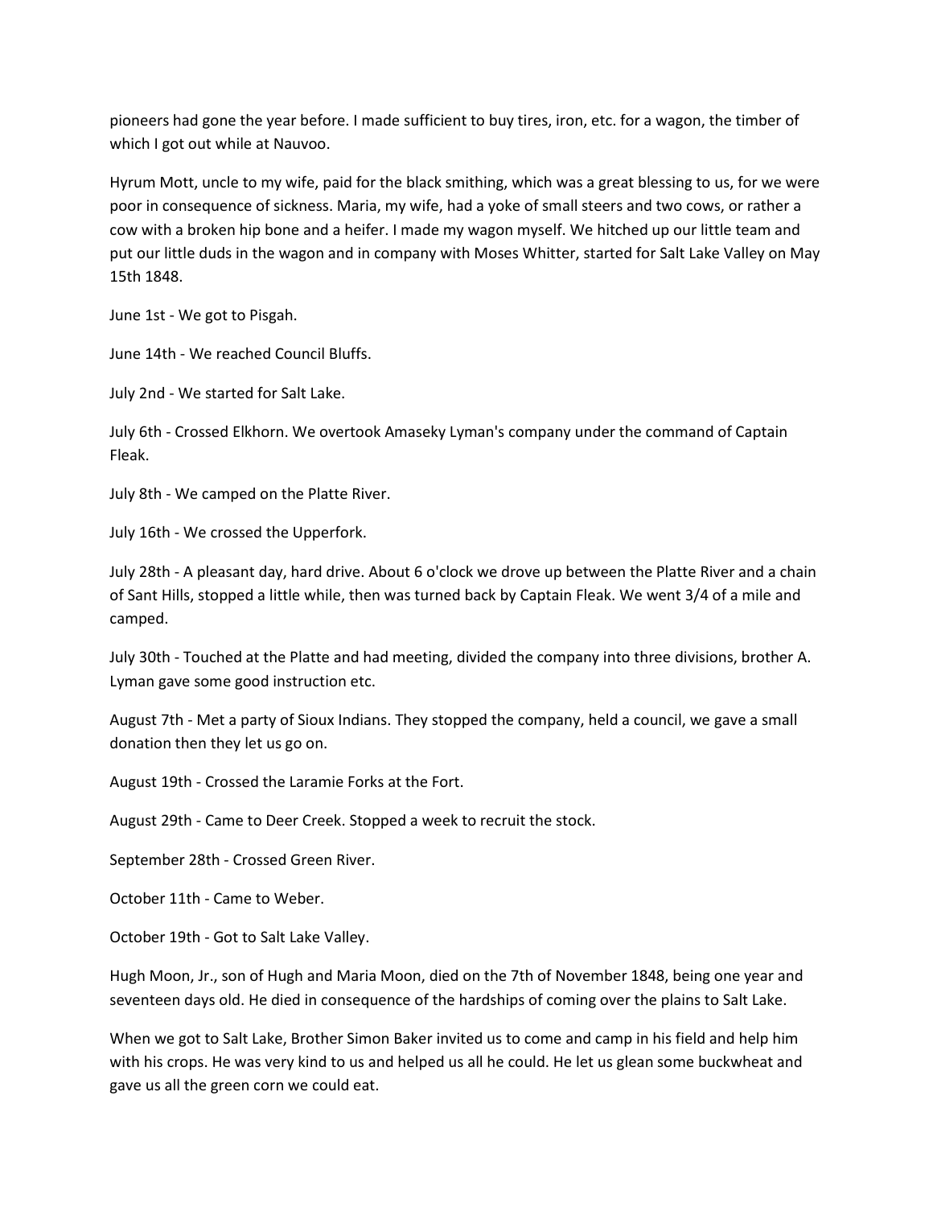pioneers had gone the year before. I made sufficient to buy tires, iron, etc. for a wagon, the timber of which I got out while at Nauvoo.

Hyrum Mott, uncle to my wife, paid for the black smithing, which was a great blessing to us, for we were poor in consequence of sickness. Maria, my wife, had a yoke of small steers and two cows, or rather a cow with a broken hip bone and a heifer. I made my wagon myself. We hitched up our little team and put our little duds in the wagon and in company with Moses Whitter, started for Salt Lake Valley on May 15th 1848.

June 1st - We got to Pisgah.

June 14th - We reached Council Bluffs.

July 2nd - We started for Salt Lake.

July 6th - Crossed Elkhorn. We overtook Amaseky Lyman's company under the command of Captain Fleak.

July 8th - We camped on the Platte River.

July 16th - We crossed the Upperfork.

July 28th - A pleasant day, hard drive. About 6 o'clock we drove up between the Platte River and a chain of Sant Hills, stopped a little while, then was turned back by Captain Fleak. We went 3/4 of a mile and camped.

July 30th - Touched at the Platte and had meeting, divided the company into three divisions, brother A. Lyman gave some good instruction etc.

August 7th - Met a party of Sioux Indians. They stopped the company, held a council, we gave a small donation then they let us go on.

August 19th - Crossed the Laramie Forks at the Fort.

August 29th - Came to Deer Creek. Stopped a week to recruit the stock.

September 28th - Crossed Green River.

October 11th - Came to Weber.

October 19th - Got to Salt Lake Valley.

Hugh Moon, Jr., son of Hugh and Maria Moon, died on the 7th of November 1848, being one year and seventeen days old. He died in consequence of the hardships of coming over the plains to Salt Lake.

When we got to Salt Lake, Brother Simon Baker invited us to come and camp in his field and help him with his crops. He was very kind to us and helped us all he could. He let us glean some buckwheat and gave us all the green corn we could eat.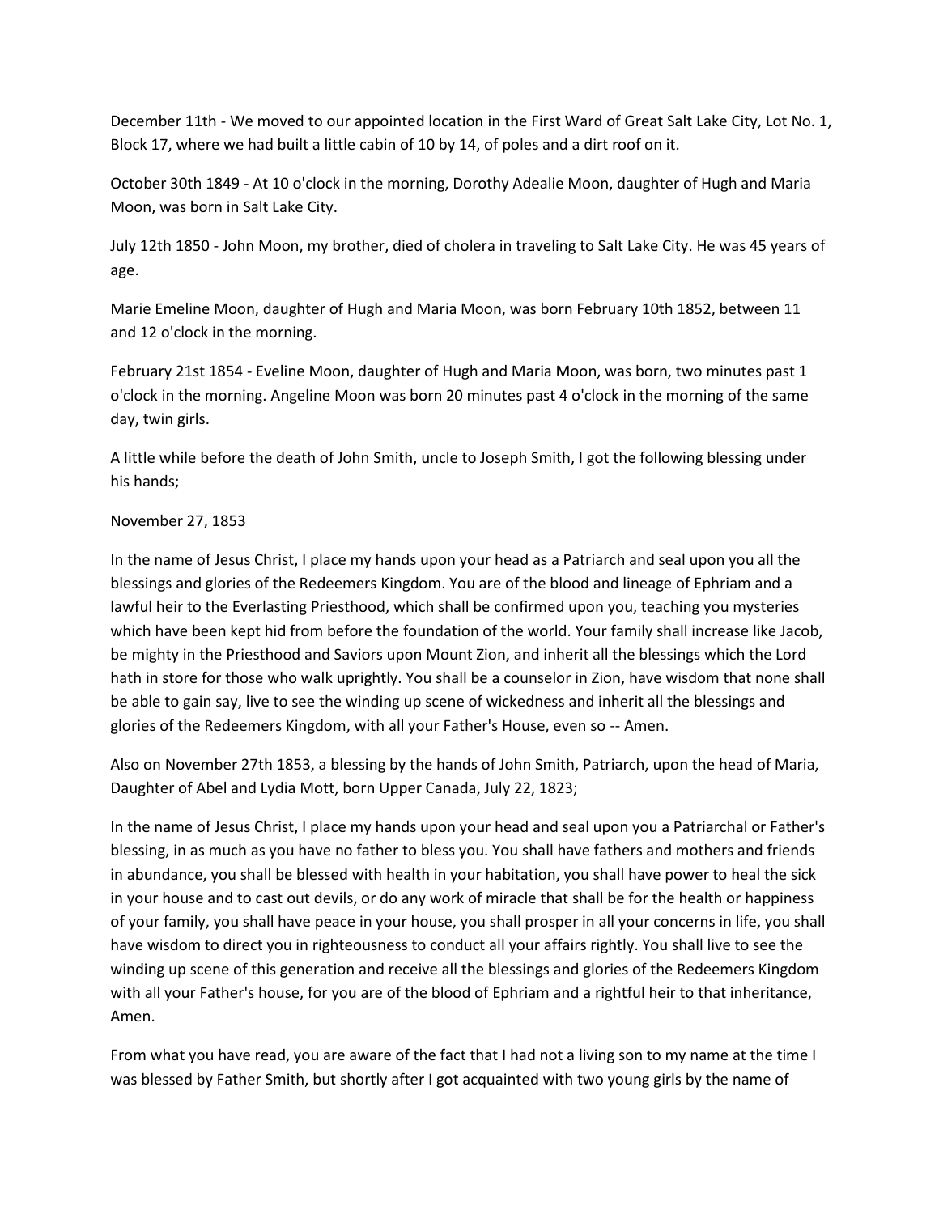December 11th - We moved to our appointed location in the First Ward of Great Salt Lake City, Lot No. 1, Block 17, where we had built a little cabin of 10 by 14, of poles and a dirt roof on it.

October 30th 1849 - At 10 o'clock in the morning, Dorothy Adealie Moon, daughter of Hugh and Maria Moon, was born in Salt Lake City.

July 12th 1850 - John Moon, my brother, died of cholera in traveling to Salt Lake City. He was 45 years of age.

Marie Emeline Moon, daughter of Hugh and Maria Moon, was born February 10th 1852, between 11 and 12 o'clock in the morning.

February 21st 1854 - Eveline Moon, daughter of Hugh and Maria Moon, was born, two minutes past 1 o'clock in the morning. Angeline Moon was born 20 minutes past 4 o'clock in the morning of the same day, twin girls.

A little while before the death of John Smith, uncle to Joseph Smith, I got the following blessing under his hands;

November 27, 1853

In the name of Jesus Christ, I place my hands upon your head as a Patriarch and seal upon you all the blessings and glories of the Redeemers Kingdom. You are of the blood and lineage of Ephriam and a lawful heir to the Everlasting Priesthood, which shall be confirmed upon you, teaching you mysteries which have been kept hid from before the foundation of the world. Your family shall increase like Jacob, be mighty in the Priesthood and Saviors upon Mount Zion, and inherit all the blessings which the Lord hath in store for those who walk uprightly. You shall be a counselor in Zion, have wisdom that none shall be able to gain say, live to see the winding up scene of wickedness and inherit all the blessings and glories of the Redeemers Kingdom, with all your Father's House, even so -- Amen.

Also on November 27th 1853, a blessing by the hands of John Smith, Patriarch, upon the head of Maria, Daughter of Abel and Lydia Mott, born Upper Canada, July 22, 1823;

In the name of Jesus Christ, I place my hands upon your head and seal upon you a Patriarchal or Father's blessing, in as much as you have no father to bless you. You shall have fathers and mothers and friends in abundance, you shall be blessed with health in your habitation, you shall have power to heal the sick in your house and to cast out devils, or do any work of miracle that shall be for the health or happiness of your family, you shall have peace in your house, you shall prosper in all your concerns in life, you shall have wisdom to direct you in righteousness to conduct all your affairs rightly. You shall live to see the winding up scene of this generation and receive all the blessings and glories of the Redeemers Kingdom with all your Father's house, for you are of the blood of Ephriam and a rightful heir to that inheritance, Amen.

From what you have read, you are aware of the fact that I had not a living son to my name at the time I was blessed by Father Smith, but shortly after I got acquainted with two young girls by the name of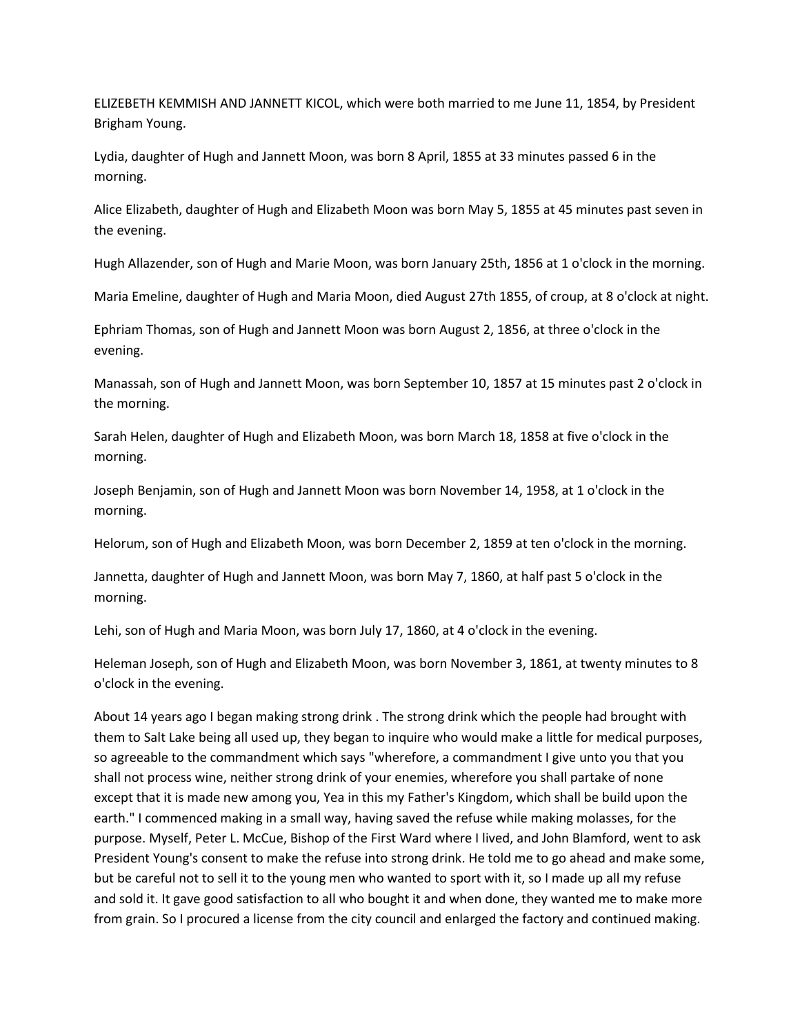ELIZEBETH KEMMISH AND JANNETT KICOL, which were both married to me June 11, 1854, by President Brigham Young.

Lydia, daughter of Hugh and Jannett Moon, was born 8 April, 1855 at 33 minutes passed 6 in the morning.

Alice Elizabeth, daughter of Hugh and Elizabeth Moon was born May 5, 1855 at 45 minutes past seven in the evening.

Hugh Allazender, son of Hugh and Marie Moon, was born January 25th, 1856 at 1 o'clock in the morning.

Maria Emeline, daughter of Hugh and Maria Moon, died August 27th 1855, of croup, at 8 o'clock at night.

Ephriam Thomas, son of Hugh and Jannett Moon was born August 2, 1856, at three o'clock in the evening.

Manassah, son of Hugh and Jannett Moon, was born September 10, 1857 at 15 minutes past 2 o'clock in the morning.

Sarah Helen, daughter of Hugh and Elizabeth Moon, was born March 18, 1858 at five o'clock in the morning.

Joseph Benjamin, son of Hugh and Jannett Moon was born November 14, 1958, at 1 o'clock in the morning.

Helorum, son of Hugh and Elizabeth Moon, was born December 2, 1859 at ten o'clock in the morning.

Jannetta, daughter of Hugh and Jannett Moon, was born May 7, 1860, at half past 5 o'clock in the morning.

Lehi, son of Hugh and Maria Moon, was born July 17, 1860, at 4 o'clock in the evening.

Heleman Joseph, son of Hugh and Elizabeth Moon, was born November 3, 1861, at twenty minutes to 8 o'clock in the evening.

About 14 years ago I began making strong drink . The strong drink which the people had brought with them to Salt Lake being all used up, they began to inquire who would make a little for medical purposes, so agreeable to the commandment which says "wherefore, a commandment I give unto you that you shall not process wine, neither strong drink of your enemies, wherefore you shall partake of none except that it is made new among you, Yea in this my Father's Kingdom, which shall be build upon the earth." I commenced making in a small way, having saved the refuse while making molasses, for the purpose. Myself, Peter L. McCue, Bishop of the First Ward where I lived, and John Blamford, went to ask President Young's consent to make the refuse into strong drink. He told me to go ahead and make some, but be careful not to sell it to the young men who wanted to sport with it, so I made up all my refuse and sold it. It gave good satisfaction to all who bought it and when done, they wanted me to make more from grain. So I procured a license from the city council and enlarged the factory and continued making.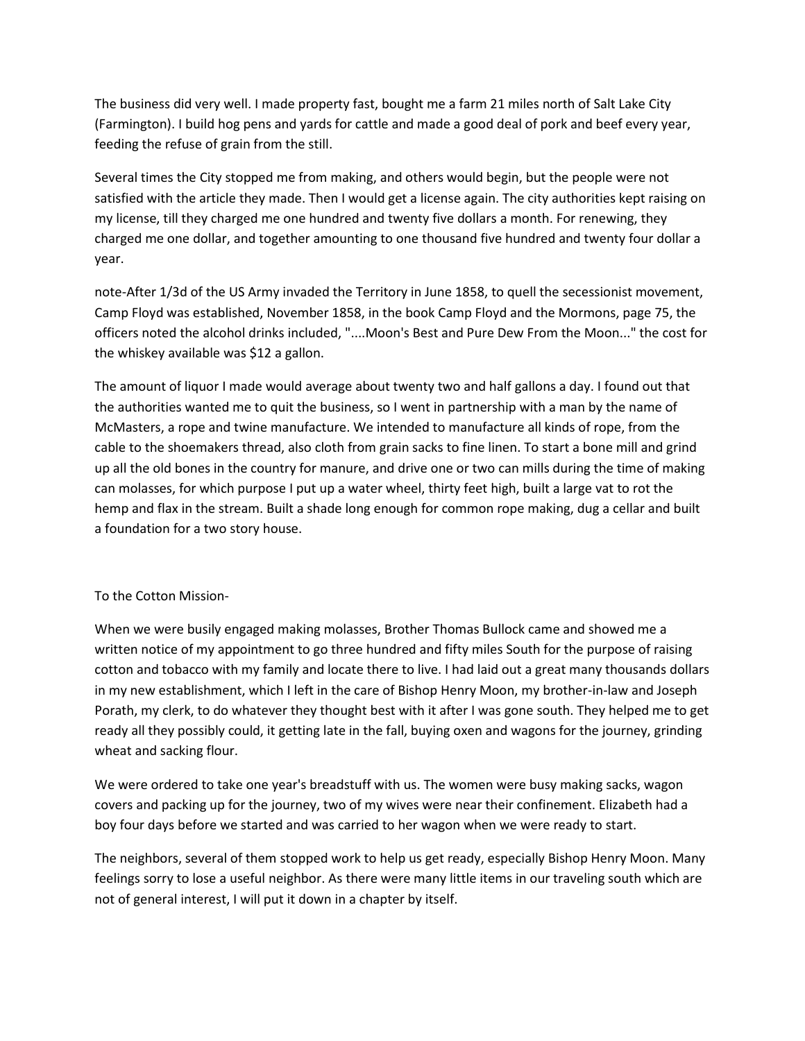The business did very well. I made property fast, bought me a farm 21 miles north of Salt Lake City (Farmington). I build hog pens and yards for cattle and made a good deal of pork and beef every year, feeding the refuse of grain from the still.

Several times the City stopped me from making, and others would begin, but the people were not satisfied with the article they made. Then I would get a license again. The city authorities kept raising on my license, till they charged me one hundred and twenty five dollars a month. For renewing, they charged me one dollar, and together amounting to one thousand five hundred and twenty four dollar a year.

note-After 1/3d of the US Army invaded the Territory in June 1858, to quell the secessionist movement, Camp Floyd was established, November 1858, in the book Camp Floyd and the Mormons, page 75, the officers noted the alcohol drinks included, "....Moon's Best and Pure Dew From the Moon..." the cost for the whiskey available was $12 a gallon.

The amount of liquor I made would average about twenty two and half gallons a day. I found out that the authorities wanted me to quit the business, so I went in partnership with a man by the name of McMasters, a rope and twine manufacture. We intended to manufacture all kinds of rope, from the cable to the shoemakers thread, also cloth from grain sacks to fine linen. To start a bone mill and grind up all the old bones in the country for manure, and drive one or two can mills during the time of making can molasses, for which purpose I put up a water wheel, thirty feet high, built a large vat to rot the hemp and flax in the stream. Built a shade long enough for common rope making, dug a cellar and built a foundation for a two story house.

To the Cotton Mission-

When we were busily engaged making molasses, Brother Thomas Bullock came and showed me a written notice of my appointment to go three hundred and fifty miles South for the purpose of raising cotton and tobacco with my family and locate there to live. I had laid out a great many thousands dollars in my new establishment, which I left in the care of Bishop Henry Moon, my brother-in-law and Joseph Porath, my clerk, to do whatever they thought best with it after I was gone south. They helped me to get ready all they possibly could, it getting late in the fall, buying oxen and wagons for the journey, grinding wheat and sacking flour.

We were ordered to take one year's breadstuff with us. The women were busy making sacks, wagon covers and packing up for the journey, two of my wives were near their confinement. Elizabeth had a boy four days before we started and was carried to her wagon when we were ready to start.

The neighbors, several of them stopped work to help us get ready, especially Bishop Henry Moon. Many feelings sorry to lose a useful neighbor. As there were many little items in our traveling south which are not of general interest, I will put it down in a chapter by itself.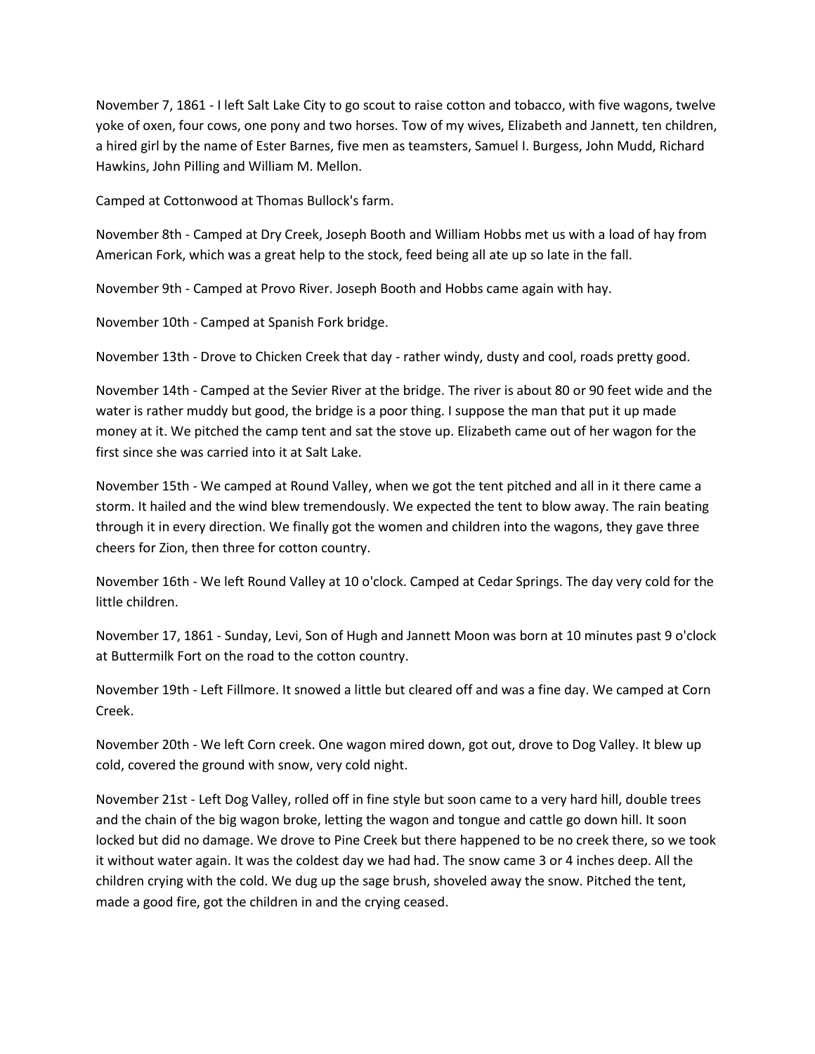November 7, 1861 - I left Salt Lake City to go scout to raise cotton and tobacco, with five wagons, twelve yoke of oxen, four cows, one pony and two horses. Tow of my wives, Elizabeth and Jannett, ten children, a hired girl by the name of Ester Barnes, five men as teamsters, Samuel I. Burgess, John Mudd, Richard Hawkins, John Pilling and William M. Mellon.

Camped at Cottonwood at Thomas Bullock's farm.

November 8th - Camped at Dry Creek, Joseph Booth and William Hobbs met us with a load of hay from American Fork, which was a great help to the stock, feed being all ate up so late in the fall.

November 9th - Camped at Provo River. Joseph Booth and Hobbs came again with hay.

November 10th - Camped at Spanish Fork bridge.

November 13th - Drove to Chicken Creek that day - rather windy, dusty and cool, roads pretty good.

November 14th - Camped at the Sevier River at the bridge. The river is about 80 or 90 feet wide and the water is rather muddy but good, the bridge is a poor thing. I suppose the man that put it up made money at it. We pitched the camp tent and sat the stove up. Elizabeth came out of her wagon for the first since she was carried into it at Salt Lake.

November 15th - We camped at Round Valley, when we got the tent pitched and all in it there came a storm. It hailed and the wind blew tremendously. We expected the tent to blow away. The rain beating through it in every direction. We finally got the women and children into the wagons, they gave three cheers for Zion, then three for cotton country.

November 16th - We left Round Valley at 10 o'clock. Camped at Cedar Springs. The day very cold for the little children.

November 17, 1861 - Sunday, Levi, Son of Hugh and Jannett Moon was born at 10 minutes past 9 o'clock at Buttermilk Fort on the road to the cotton country.

November 19th - Left Fillmore. It snowed a little but cleared off and was a fine day. We camped at Corn Creek.

November 20th - We left Corn creek. One wagon mired down, got out, drove to Dog Valley. It blew up cold, covered the ground with snow, very cold night.

November 21st - Left Dog Valley, rolled off in fine style but soon came to a very hard hill, double trees and the chain of the big wagon broke, letting the wagon and tongue and cattle go down hill. It soon locked but did no damage. We drove to Pine Creek but there happened to be no creek there, so we took it without water again. It was the coldest day we had had. The snow came 3 or 4 inches deep. All the children crying with the cold. We dug up the sage brush, shoveled away the snow. Pitched the tent, made a good fire, got the children in and the crying ceased.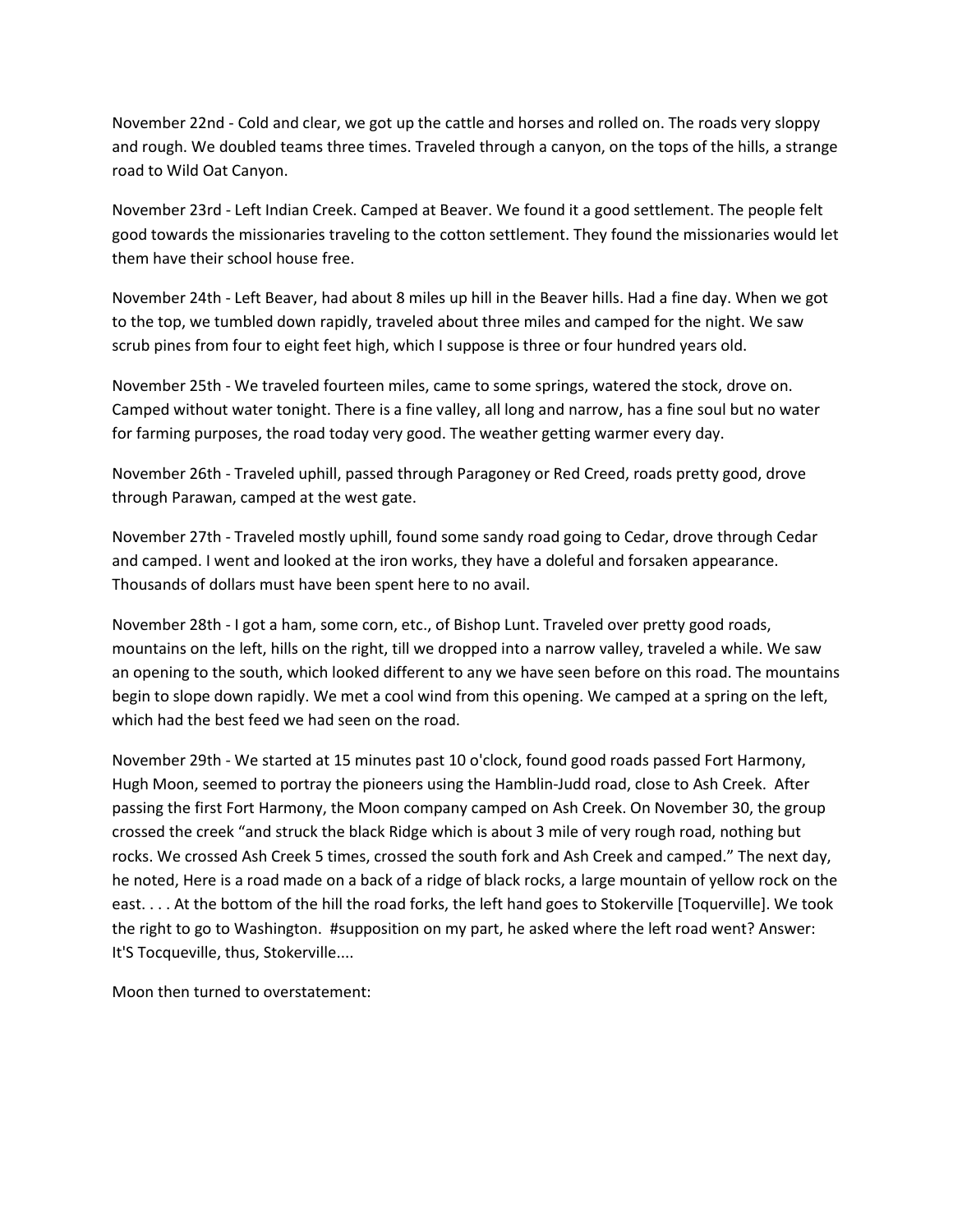November 22nd - Cold and clear, we got up the cattle and horses and rolled on. The roads very sloppy and rough. We doubled teams three times. Traveled through a canyon, on the tops of the hills, a strange road to Wild Oat Canyon.

November 23rd - Left Indian Creek. Camped at Beaver. We found it a good settlement. The people felt good towards the missionaries traveling to the cotton settlement. They found the missionaries would let them have their school house free.

November 24th - Left Beaver, had about 8 miles up hill in the Beaver hills. Had a fine day. When we got to the top, we tumbled down rapidly, traveled about three miles and camped for the night. We saw scrub pines from four to eight feet high, which I suppose is three or four hundred years old.

November 25th - We traveled fourteen miles, came to some springs, watered the stock, drove on. Camped without water tonight. There is a fine valley, all long and narrow, has a fine soul but no water for farming purposes, the road today very good. The weather getting warmer every day.

November 26th - Traveled uphill, passed through Paragoney or Red Creed, roads pretty good, drove through Parawan, camped at the west gate.

November 27th - Traveled mostly uphill, found some sandy road going to Cedar, drove through Cedar and camped. I went and looked at the iron works, they have a doleful and forsaken appearance. Thousands of dollars must have been spent here to no avail.

November 28th - I got a ham, some corn, etc., of Bishop Lunt. Traveled over pretty good roads, mountains on the left, hills on the right, till we dropped into a narrow valley, traveled a while. We saw an opening to the south, which looked different to any we have seen before on this road. The mountains begin to slope down rapidly. We met a cool wind from this opening. We camped at a spring on the left, which had the best feed we had seen on the road.

November 29th - We started at 15 minutes past 10 o'clock, found good roads passed Fort Harmony, Hugh Moon, seemed to portray the pioneers using the Hamblin-Judd road, close to Ash Creek. After passing the first Fort Harmony, the Moon company camped on Ash Creek. On November 30, the group crossed the creek "and struck the black Ridge which is about 3 mile of very rough road, nothing but rocks. We crossed Ash Creek 5 times, crossed the south fork and Ash Creek and camped." The next day, he noted, Here is a road made on a back of a ridge of black rocks, a large mountain of yellow rock on the east. . . . At the bottom of the hill the road forks, the left hand goes to Stokerville [Toquerville]. We took the right to go to Washington. #supposition on my part, he asked where the left road went? Answer: It'S Tocqueville, thus, Stokerville....

Moon then turned to overstatement: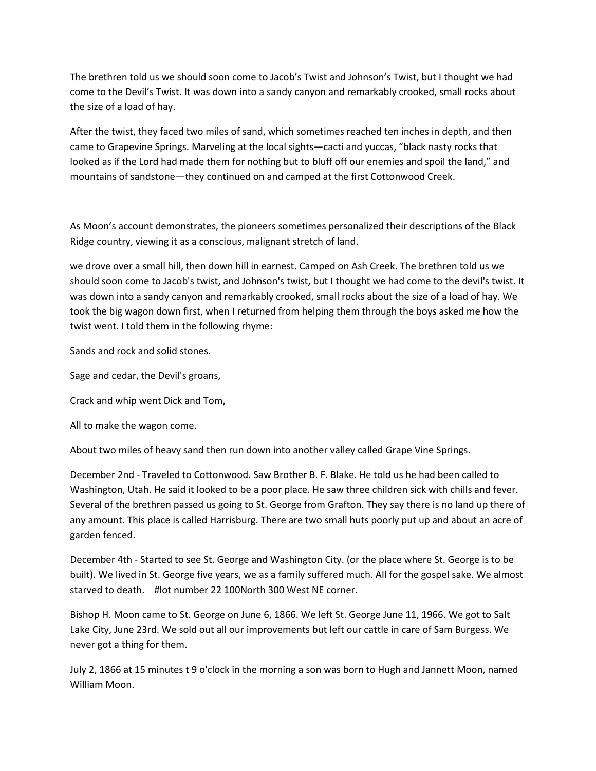The brethren told us we should soon come to Jacob's Twist and Johnson's Twist, but I thought we had come to the Devil's Twist. It was down into a sandy canyon and remarkably crooked, small rocks about the size of a load of hay.

After the twist, they faced two miles of sand, which sometimes reached ten inches in depth, and then came to Grapevine Springs. Marveling at the local sights—cacti and yuccas, "black nasty rocks that looked as if the Lord had made them for nothing but to bluff off our enemies and spoil the land," and mountains of sandstone—they continued on and camped at the first Cottonwood Creek.

As Moon's account demonstrates, the pioneers sometimes personalized their descriptions of the Black Ridge country, viewing it as a conscious, malignant stretch of land.

we drove over a small hill, then down hill in earnest. Camped on Ash Creek. The brethren told us we should soon come to Jacob's twist, and Johnson's twist, but I thought we had come to the devil's twist. It was down into a sandy canyon and remarkably crooked, small rocks about the size of a load of hay. We took the big wagon down first, when I returned from helping them through the boys asked me how the twist went. I told them in the following rhyme:

Sands and rock and solid stones.

Sage and cedar, the Devil's groans,

Crack and whip went Dick and Tom,

All to make the wagon come.

About two miles of heavy sand then run down into another valley called Grape Vine Springs.

December 2nd - Traveled to Cottonwood. Saw Brother B. F. Blake. He told us he had been called to Washington, Utah. He said it looked to be a poor place. He saw three children sick with chills and fever. Several of the brethren passed us going to St. George from Grafton. They say there is no land up there of any amount. This place is called Harrisburg. There are two small huts poorly put up and about an acre of garden fenced.

December 4th - Started to see St. George and Washington City. (or the place where St. George is to be built). We lived in St. George five years, we as a family suffered much. All for the gospel sake. We almost starved to death. #lot number 22 100North 300 West NE corner.

Bishop H. Moon came to St. George on June 6, 1866. We left St. George June 11, 1966. We got to Salt Lake City, June 23rd. We sold out all our improvements but left our cattle in care of Sam Burgess. We never got a thing for them.

July 2, 1866 at 15 minutes t 9 o'clock in the morning a son was born to Hugh and Jannett Moon, named William Moon.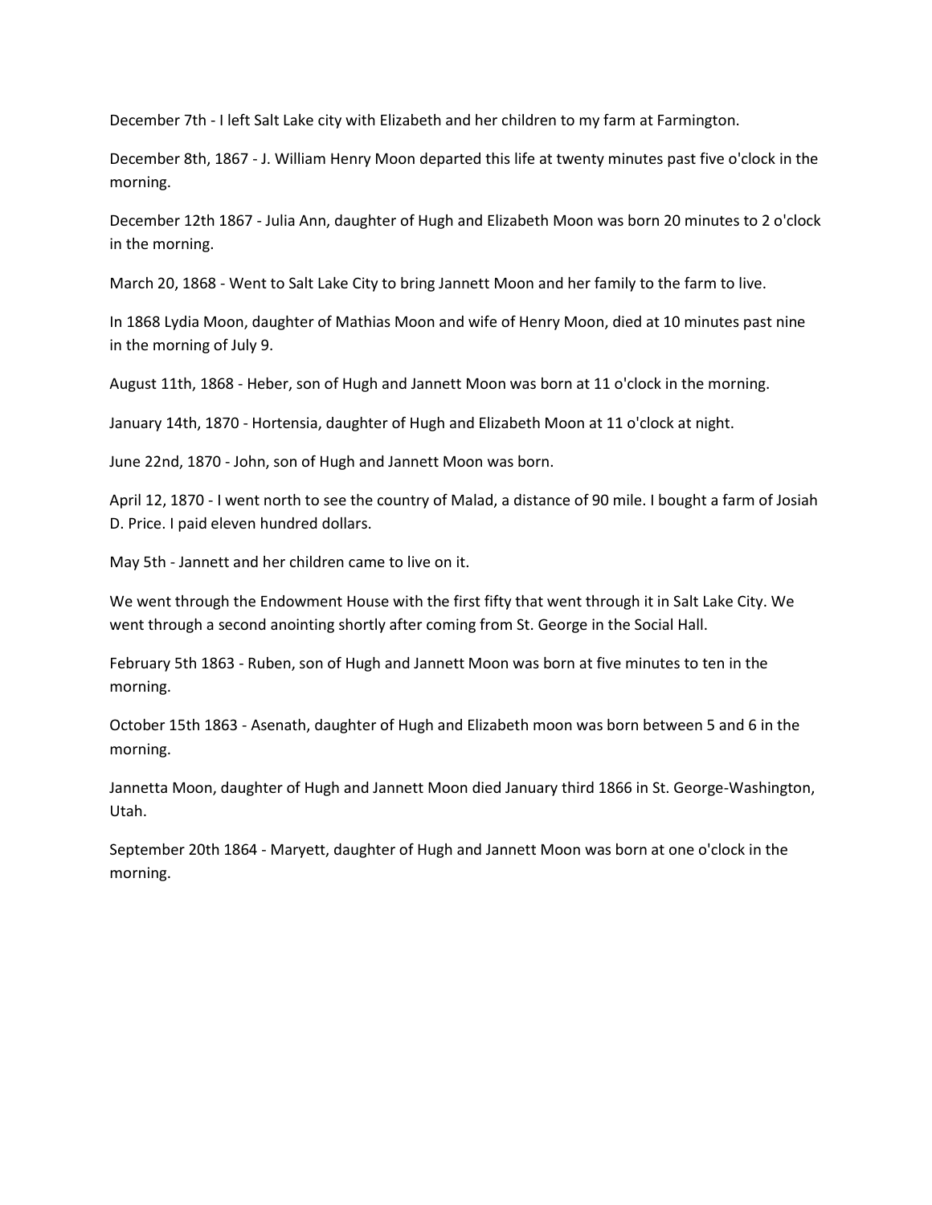December 7th - I left Salt Lake city with Elizabeth and her children to my farm at Farmington.

December 8th, 1867 - J. William Henry Moon departed this life at twenty minutes past five o'clock in the morning.

December 12th 1867 - Julia Ann, daughter of Hugh and Elizabeth Moon was born 20 minutes to 2 o'clock in the morning.

March 20, 1868 - Went to Salt Lake City to bring Jannett Moon and her family to the farm to live.

In 1868 Lydia Moon, daughter of Mathias Moon and wife of Henry Moon, died at 10 minutes past nine in the morning of July 9.

August 11th, 1868 - Heber, son of Hugh and Jannett Moon was born at 11 o'clock in the morning.

January 14th, 1870 - Hortensia, daughter of Hugh and Elizabeth Moon at 11 o'clock at night.

June 22nd, 1870 - John, son of Hugh and Jannett Moon was born.

April 12, 1870 - I went north to see the country of Malad, a distance of 90 mile. I bought a farm of Josiah D. Price. I paid eleven hundred dollars.

May 5th - Jannett and her children came to live on it.

We went through the Endowment House with the first fifty that went through it in Salt Lake City. We went through a second anointing shortly after coming from St. George in the Social Hall.

February 5th 1863 - Ruben, son of Hugh and Jannett Moon was born at five minutes to ten in the morning.

October 15th 1863 - Asenath, daughter of Hugh and Elizabeth moon was born between 5 and 6 in the morning.

Jannetta Moon, daughter of Hugh and Jannett Moon died January third 1866 in St. George-Washington, Utah.

September 20th 1864 - Maryett, daughter of Hugh and Jannett Moon was born at one o'clock in the morning.